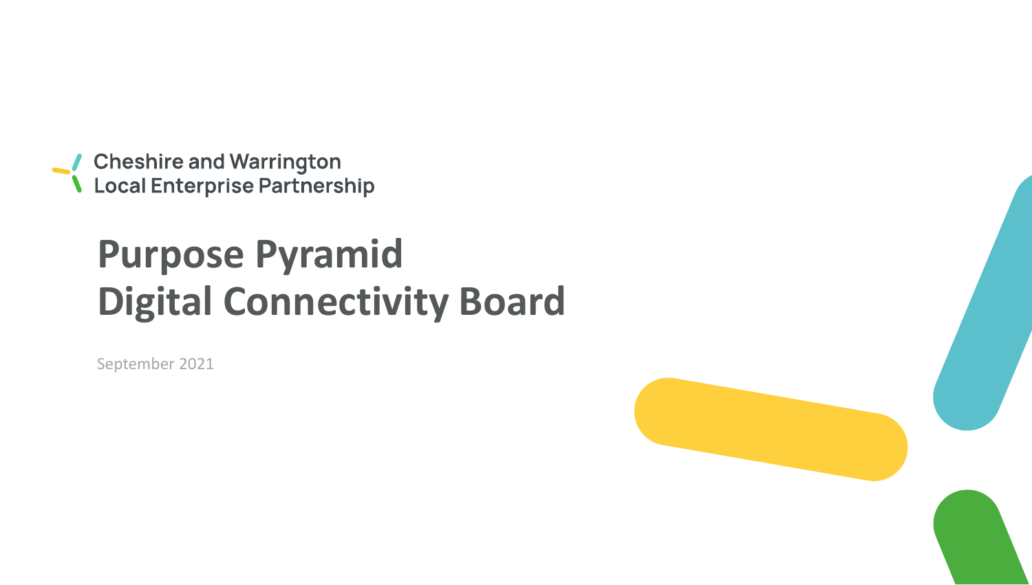Cheshire and Warrington
Local Enterprise Partnership

# Purpose Pyramid
# Digital Connectivity Board

September 2021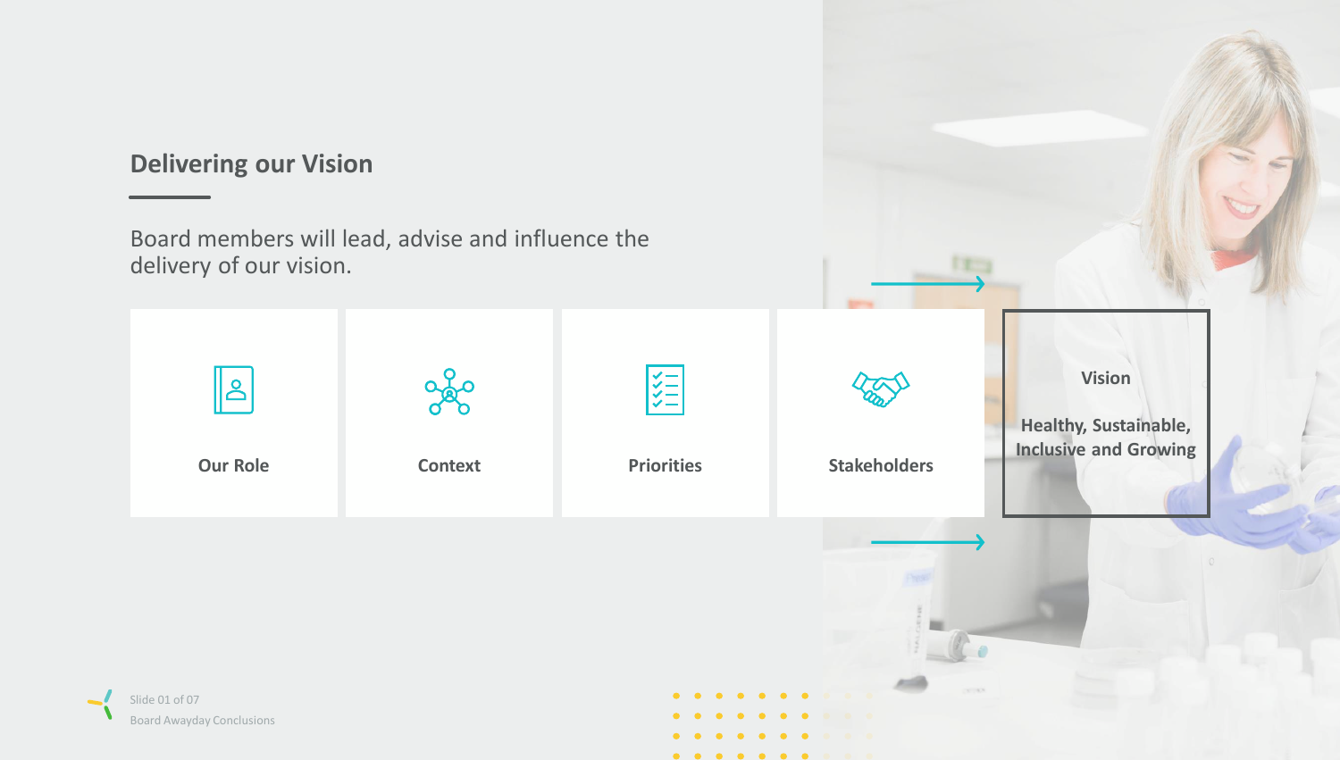## Delivering our Vision

Board members will lead, advise and influence the delivery of our vision.

- Our Role
- Context
- Priorities
- Stakeholders

**Vision**

**Healthy, Sustainable, Inclusive and Growing**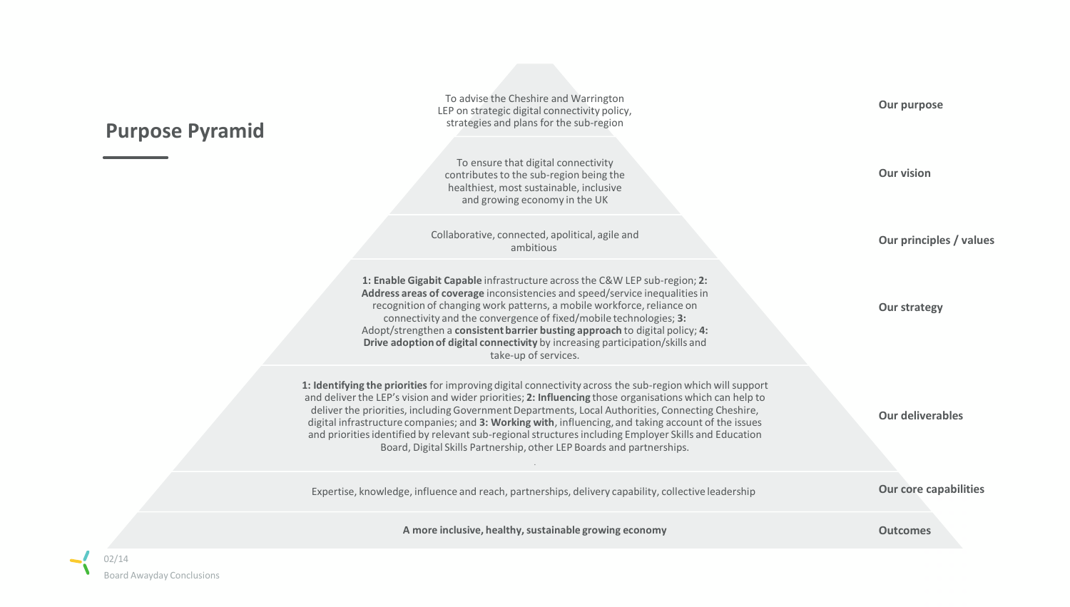## Purpose Pyramid

| Level | Content |
| --- | --- |
| Our purpose | To advise the Cheshire and Warrington LEP on strategic digital connectivity policy, strategies and plans for the sub-region |
| Our vision | To ensure that digital connectivity contributes to the sub-region being the healthiest, most sustainable, inclusive and growing economy in the UK |
| Our principles / values | Collaborative, connected, apolitical, agile and ambitious |
| Our strategy | **1: Enable Gigabit Capable** infrastructure across the C&W LEP sub-region; **2: Address areas of coverage** inconsistencies and speed/service inequalities in recognition of changing work patterns, a mobile workforce, reliance on connectivity and the convergence of fixed/mobile technologies; **3:** Adopt/strengthen a **consistent barrier busting approach** to digital policy; **4: Drive adoption of digital connectivity** by increasing participation/skills and take-up of services. |
| Our deliverables | **1: Identifying the priorities** for improving digital connectivity across the sub-region which will support and deliver the LEP's vision and wider priorities; **2: Influencing** those organisations which can help to deliver the priorities, including Government Departments, Local Authorities, Connecting Cheshire, digital infrastructure companies; and **3: Working with**, influencing, and taking account of the issues and priorities identified by relevant sub-regional structures including Employer Skills and Education Board, Digital Skills Partnership, other LEP Boards and partnerships. |
| Our core capabilities | Expertise, knowledge, influence and reach, partnerships, delivery capability, collective leadership |
| Outcomes | **A more inclusive, healthy, sustainable growing economy** |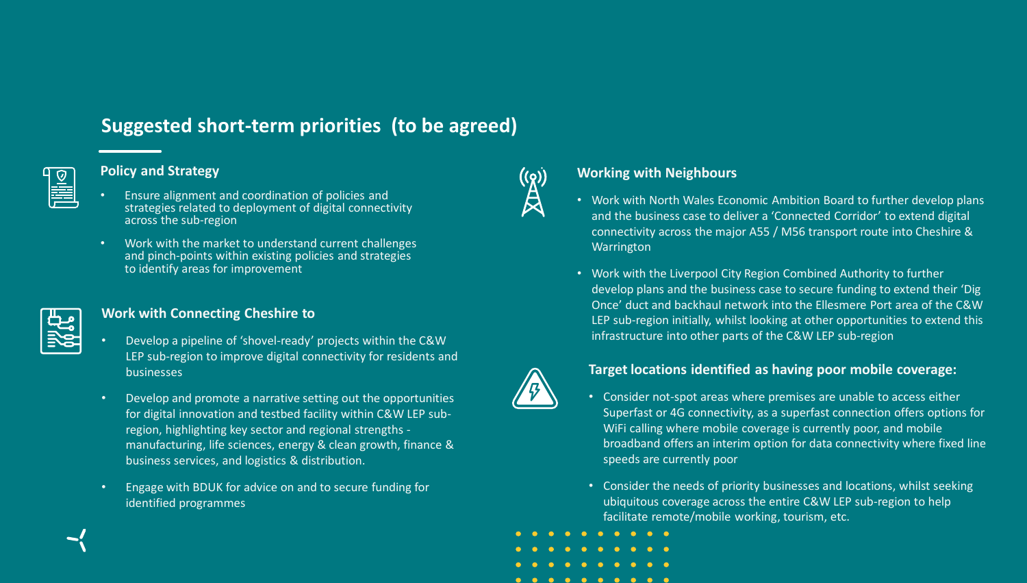## Suggested short-term priorities (to be agreed)

### Policy and Strategy

- Ensure alignment and coordination of policies and strategies related to deployment of digital connectivity across the sub-region
- Work with the market to understand current challenges and pinch-points within existing policies and strategies to identify areas for improvement

### Work with Connecting Cheshire to

- Develop a pipeline of 'shovel-ready' projects within the C&W LEP sub-region to improve digital connectivity for residents and businesses
- Develop and promote a narrative setting out the opportunities for digital innovation and testbed facility within C&W LEP sub-region, highlighting key sector and regional strengths - manufacturing, life sciences, energy & clean growth, finance & business services, and logistics & distribution.
- Engage with BDUK for advice on and to secure funding for identified programmes

### Working with Neighbours

- Work with North Wales Economic Ambition Board to further develop plans and the business case to deliver a 'Connected Corridor' to extend digital connectivity across the major A55 / M56 transport route into Cheshire & Warrington
- Work with the Liverpool City Region Combined Authority to further develop plans and the business case to secure funding to extend their 'Dig Once' duct and backhaul network into the Ellesmere Port area of the C&W LEP sub-region initially, whilst looking at other opportunities to extend this infrastructure into other parts of the C&W LEP sub-region

### Target locations identified as having poor mobile coverage:

- Consider not-spot areas where premises are unable to access either Superfast or 4G connectivity, as a superfast connection offers options for WiFi calling where mobile coverage is currently poor, and mobile broadband offers an interim option for data connectivity where fixed line speeds are currently poor
- Consider the needs of priority businesses and locations, whilst seeking ubiquitous coverage across the entire C&W LEP sub-region to help facilitate remote/mobile working, tourism, etc.